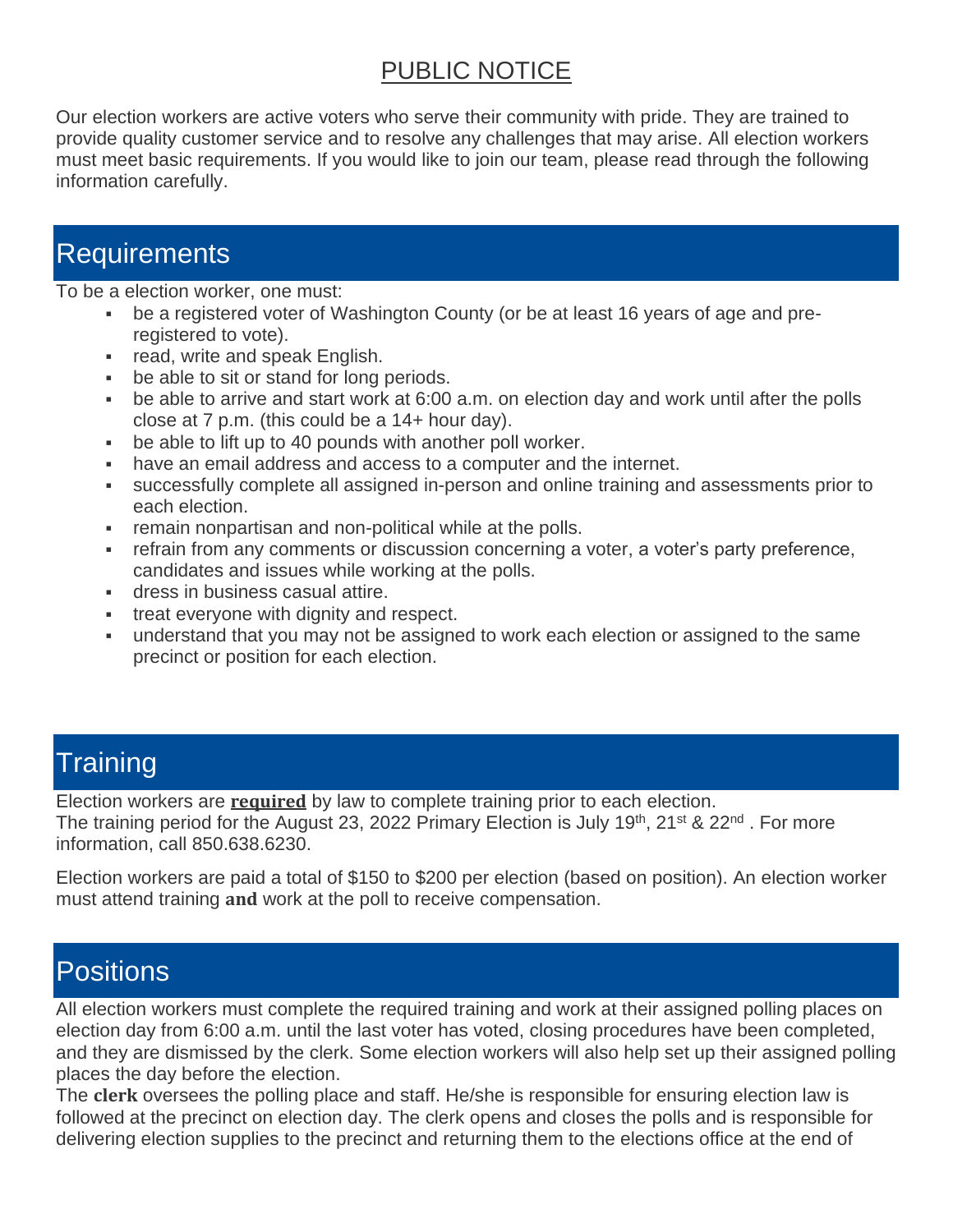# PUBLIC NOTICE

Our election workers are active voters who serve their community with pride. They are trained to provide quality customer service and to resolve any challenges that may arise. All election workers must meet basic requirements. If you would like to join our team, please read through the following information carefully.

## Requirements

To be a election worker, one must:

- be a registered voter of Washington County (or be at least 16 years of age and pre-registered to vote).
- read, write and speak English.
- be able to sit or stand for long periods.
- be able to arrive and start work at 6:00 a.m. on election day and work until after the polls close at 7 p.m. (this could be a 14+ hour day).
- be able to lift up to 40 pounds with another poll worker.
- have an email address and access to a computer and the internet.
- successfully complete all assigned in-person and online training and assessments prior to each election.
- remain nonpartisan and non-political while at the polls.
- refrain from any comments or discussion concerning a voter, a voter's party preference, candidates and issues while working at the polls.
- dress in business casual attire.
- treat everyone with dignity and respect.
- understand that you may not be assigned to work each election or assigned to the same precinct or position for each election.

## Training

Election workers are **required** by law to complete training prior to each election.
The training period for the August 23, 2022 Primary Election is July 19th, 21st & 22nd . For more information, call 850.638.6230.

Election workers are paid a total of $150 to $200 per election (based on position). An election worker must attend training **and** work at the poll to receive compensation.

## Positions

All election workers must complete the required training and work at their assigned polling places on election day from 6:00 a.m. until the last voter has voted, closing procedures have been completed, and they are dismissed by the clerk. Some election workers will also help set up their assigned polling places the day before the election.

The **clerk** oversees the polling place and staff. He/she is responsible for ensuring election law is followed at the precinct on election day. The clerk opens and closes the polls and is responsible for delivering election supplies to the precinct and returning them to the elections office at the end of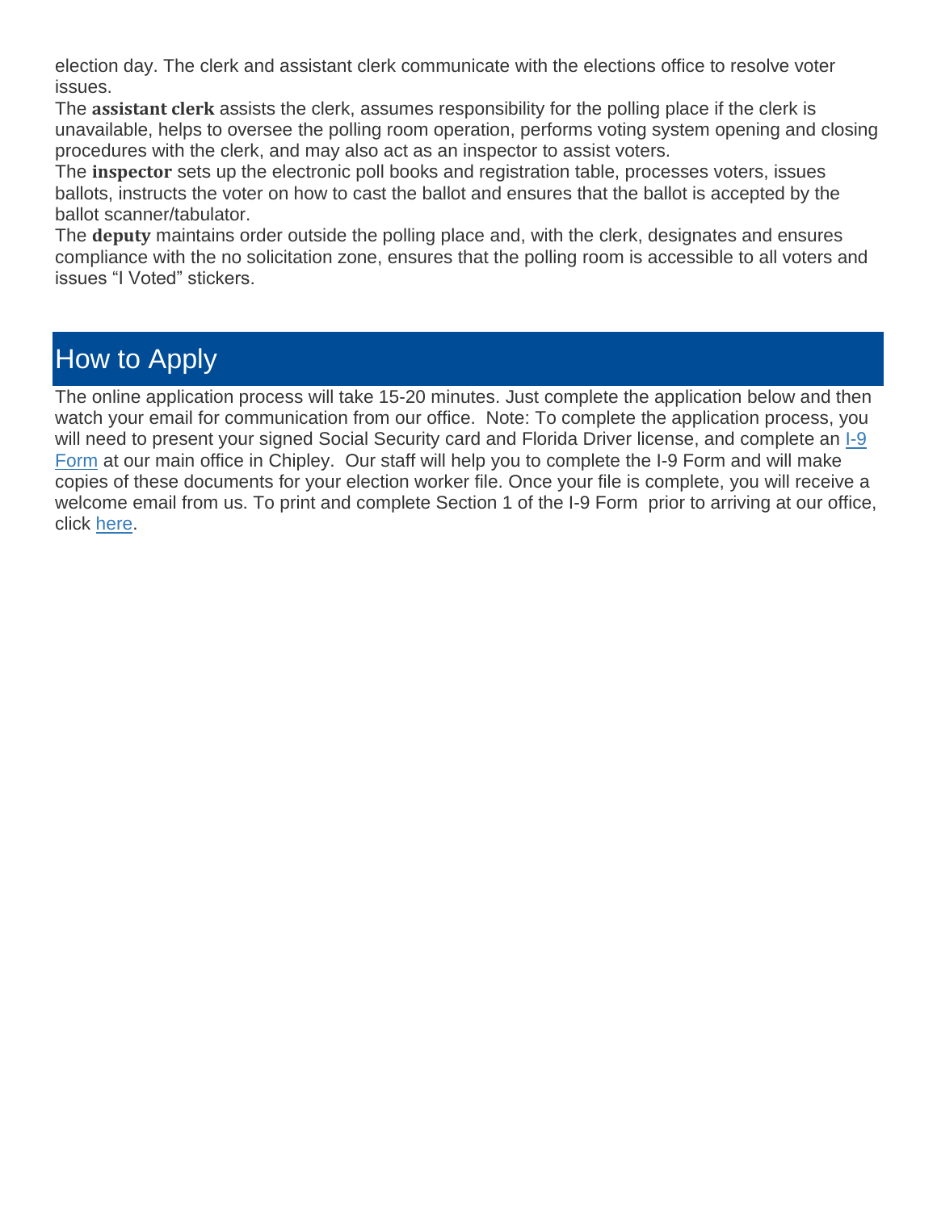election day. The clerk and assistant clerk communicate with the elections office to resolve voter issues.

The **assistant clerk** assists the clerk, assumes responsibility for the polling place if the clerk is unavailable, helps to oversee the polling room operation, performs voting system opening and closing procedures with the clerk, and may also act as an inspector to assist voters.

The **inspector** sets up the electronic poll books and registration table, processes voters, issues ballots, instructs the voter on how to cast the ballot and ensures that the ballot is accepted by the ballot scanner/tabulator.

The **deputy** maintains order outside the polling place and, with the clerk, designates and ensures compliance with the no solicitation zone, ensures that the polling room is accessible to all voters and issues "I Voted" stickers.

## How to Apply

The online application process will take 15-20 minutes. Just complete the application below and then watch your email for communication from our office. Note: To complete the application process, you will need to present your signed Social Security card and Florida Driver license, and complete an I-9 Form at our main office in Chipley. Our staff will help you to complete the I-9 Form and will make copies of these documents for your election worker file. Once your file is complete, you will receive a welcome email from us. To print and complete Section 1 of the I-9 Form prior to arriving at our office, click here.